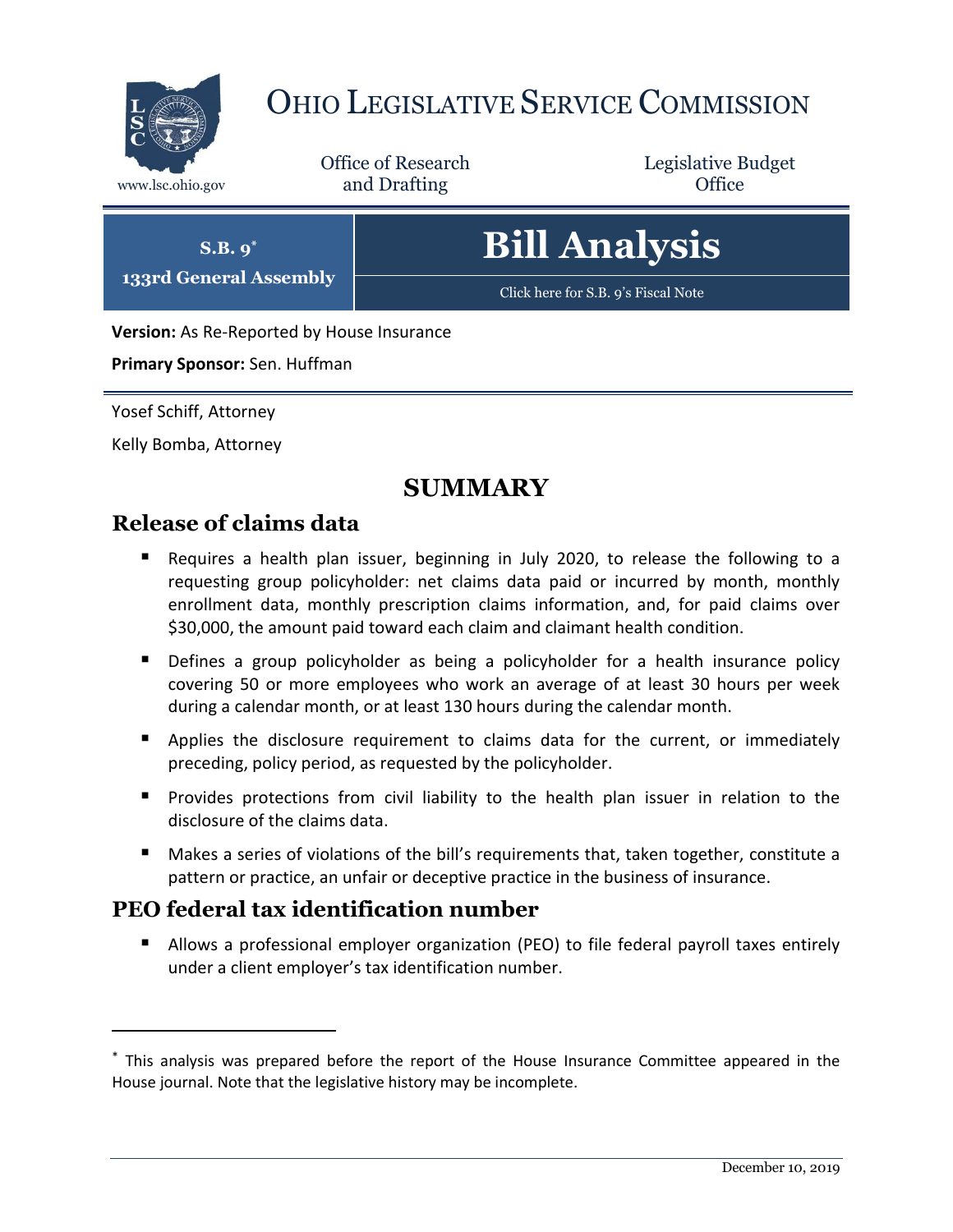# Ohio Legislative Service Commission

www.lsc.ohio.gov

Office of Research and Drafting

Legislative Budget Office

**S.B. 9***
**133rd General Assembly**

# Bill Analysis

Click here for S.B. 9's Fiscal Note

**Version:** As Re-Reported by House Insurance

**Primary Sponsor:** Sen. Huffman

Yosef Schiff, Attorney

Kelly Bomba, Attorney

## SUMMARY

### Release of claims data

- Requires a health plan issuer, beginning in July 2020, to release the following to a requesting group policyholder: net claims data paid or incurred by month, monthly enrollment data, monthly prescription claims information, and, for paid claims over $30,000, the amount paid toward each claim and claimant health condition.
- Defines a group policyholder as being a policyholder for a health insurance policy covering 50 or more employees who work an average of at least 30 hours per week during a calendar month, or at least 130 hours during the calendar month.
- Applies the disclosure requirement to claims data for the current, or immediately preceding, policy period, as requested by the policyholder.
- Provides protections from civil liability to the health plan issuer in relation to the disclosure of the claims data.
- Makes a series of violations of the bill's requirements that, taken together, constitute a pattern or practice, an unfair or deceptive practice in the business of insurance.

### PEO federal tax identification number

- Allows a professional employer organization (PEO) to file federal payroll taxes entirely under a client employer's tax identification number.

---

* This analysis was prepared before the report of the House Insurance Committee appeared in the House journal. Note that the legislative history may be incomplete.

December 10, 2019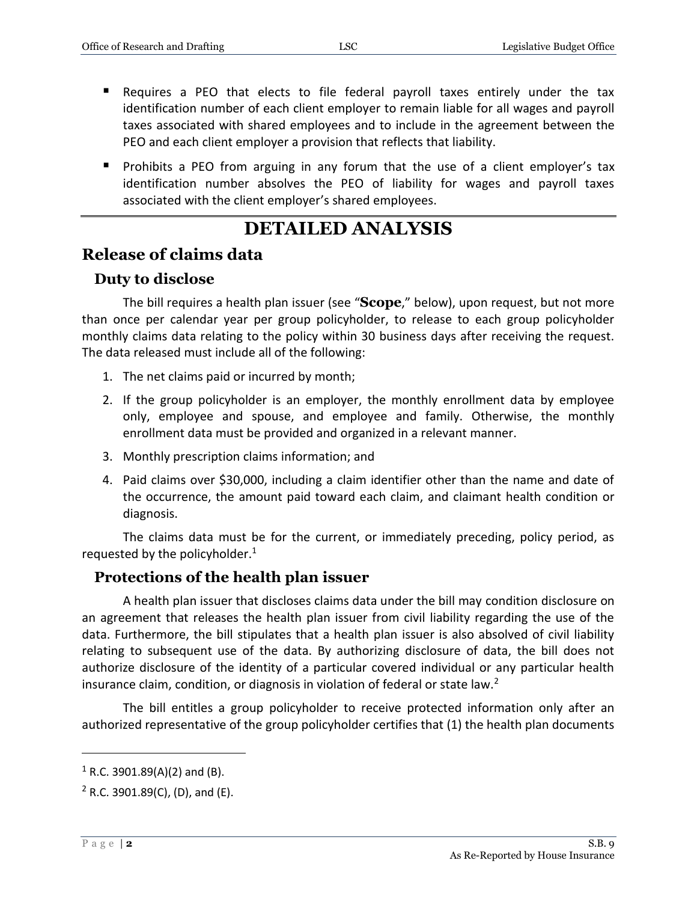- Requires a PEO that elects to file federal payroll taxes entirely under the tax identification number of each client employer to remain liable for all wages and payroll taxes associated with shared employees and to include in the agreement between the PEO and each client employer a provision that reflects that liability.
- Prohibits a PEO from arguing in any forum that the use of a client employer's tax identification number absolves the PEO of liability for wages and payroll taxes associated with the client employer's shared employees.

# DETAILED ANALYSIS

## Release of claims data

### Duty to disclose

The bill requires a health plan issuer (see "**Scope**," below), upon request, but not more than once per calendar year per group policyholder, to release to each group policyholder monthly claims data relating to the policy within 30 business days after receiving the request. The data released must include all of the following:

1. The net claims paid or incurred by month;
2. If the group policyholder is an employer, the monthly enrollment data by employee only, employee and spouse, and employee and family. Otherwise, the monthly enrollment data must be provided and organized in a relevant manner.
3. Monthly prescription claims information; and
4. Paid claims over $30,000, including a claim identifier other than the name and date of the occurrence, the amount paid toward each claim, and claimant health condition or diagnosis.

The claims data must be for the current, or immediately preceding, policy period, as requested by the policyholder.[1]

### Protections of the health plan issuer

A health plan issuer that discloses claims data under the bill may condition disclosure on an agreement that releases the health plan issuer from civil liability regarding the use of the data. Furthermore, the bill stipulates that a health plan issuer is also absolved of civil liability relating to subsequent use of the data. By authorizing disclosure of data, the bill does not authorize disclosure of the identity of a particular covered individual or any particular health insurance claim, condition, or diagnosis in violation of federal or state law.[2]

The bill entitles a group policyholder to receive protected information only after an authorized representative of the group policyholder certifies that (1) the health plan documents

---

[1] R.C. 3901.89(A)(2) and (B).

[2] R.C. 3901.89(C), (D), and (E).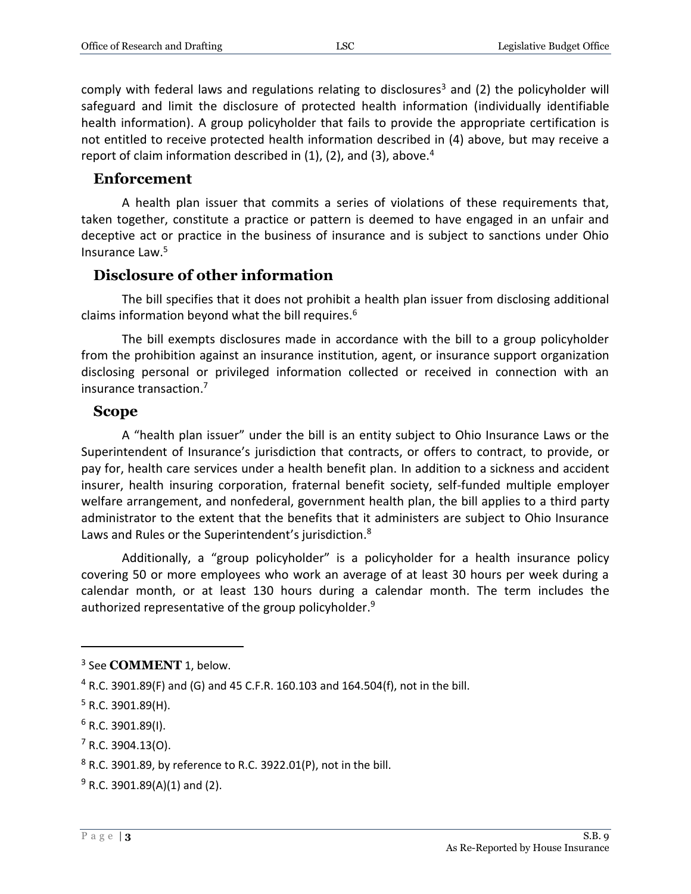comply with federal laws and regulations relating to disclosures[3] and (2) the policyholder will safeguard and limit the disclosure of protected health information (individually identifiable health information). A group policyholder that fails to provide the appropriate certification is not entitled to receive protected health information described in (4) above, but may receive a report of claim information described in (1), (2), and (3), above.[4]

## Enforcement

A health plan issuer that commits a series of violations of these requirements that, taken together, constitute a practice or pattern is deemed to have engaged in an unfair and deceptive act or practice in the business of insurance and is subject to sanctions under Ohio Insurance Law.[5]

## Disclosure of other information

The bill specifies that it does not prohibit a health plan issuer from disclosing additional claims information beyond what the bill requires.[6]

The bill exempts disclosures made in accordance with the bill to a group policyholder from the prohibition against an insurance institution, agent, or insurance support organization disclosing personal or privileged information collected or received in connection with an insurance transaction.[7]

## Scope

A "health plan issuer" under the bill is an entity subject to Ohio Insurance Laws or the Superintendent of Insurance's jurisdiction that contracts, or offers to contract, to provide, or pay for, health care services under a health benefit plan. In addition to a sickness and accident insurer, health insuring corporation, fraternal benefit society, self-funded multiple employer welfare arrangement, and nonfederal, government health plan, the bill applies to a third party administrator to the extent that the benefits that it administers are subject to Ohio Insurance Laws and Rules or the Superintendent's jurisdiction.[8]

Additionally, a "group policyholder" is a policyholder for a health insurance policy covering 50 or more employees who work an average of at least 30 hours per week during a calendar month, or at least 130 hours during a calendar month. The term includes the authorized representative of the group policyholder.[9]

---

[3] See **COMMENT** 1, below.

[4] R.C. 3901.89(F) and (G) and 45 C.F.R. 160.103 and 164.504(f), not in the bill.

[5] R.C. 3901.89(H).

[6] R.C. 3901.89(I).

[7] R.C. 3904.13(O).

[8] R.C. 3901.89, by reference to R.C. 3922.01(P), not in the bill.

[9] R.C. 3901.89(A)(1) and (2).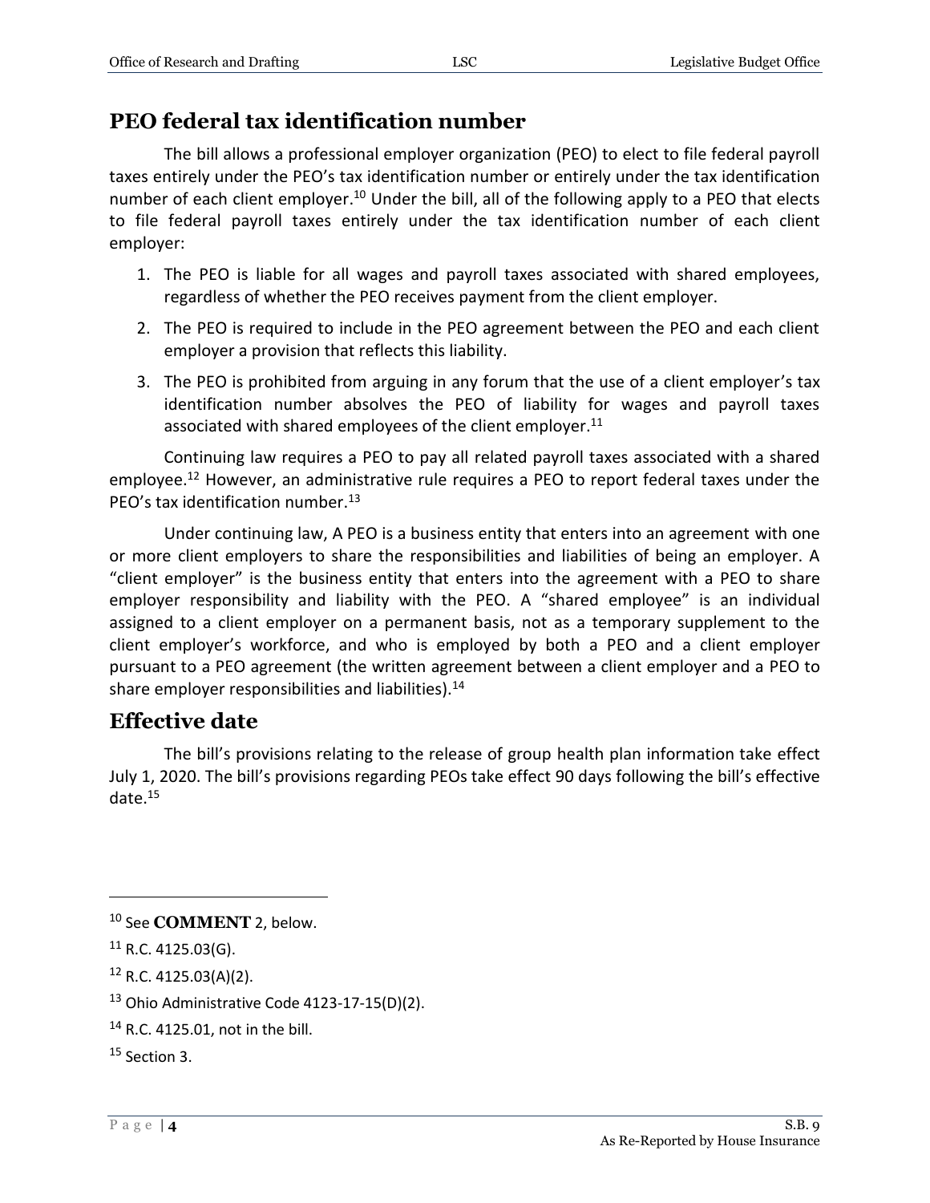## PEO federal tax identification number

The bill allows a professional employer organization (PEO) to elect to file federal payroll taxes entirely under the PEO's tax identification number or entirely under the tax identification number of each client employer.[10] Under the bill, all of the following apply to a PEO that elects to file federal payroll taxes entirely under the tax identification number of each client employer:

1. The PEO is liable for all wages and payroll taxes associated with shared employees, regardless of whether the PEO receives payment from the client employer.
2. The PEO is required to include in the PEO agreement between the PEO and each client employer a provision that reflects this liability.
3. The PEO is prohibited from arguing in any forum that the use of a client employer's tax identification number absolves the PEO of liability for wages and payroll taxes associated with shared employees of the client employer.[11]

Continuing law requires a PEO to pay all related payroll taxes associated with a shared employee.[12] However, an administrative rule requires a PEO to report federal taxes under the PEO's tax identification number.[13]

Under continuing law, A PEO is a business entity that enters into an agreement with one or more client employers to share the responsibilities and liabilities of being an employer. A "client employer" is the business entity that enters into the agreement with a PEO to share employer responsibility and liability with the PEO. A "shared employee" is an individual assigned to a client employer on a permanent basis, not as a temporary supplement to the client employer's workforce, and who is employed by both a PEO and a client employer pursuant to a PEO agreement (the written agreement between a client employer and a PEO to share employer responsibilities and liabilities).[14]

## Effective date

The bill's provisions relating to the release of group health plan information take effect July 1, 2020. The bill's provisions regarding PEOs take effect 90 days following the bill's effective date.[15]

---

[10] See **COMMENT** 2, below.

[11] R.C. 4125.03(G).

[12] R.C. 4125.03(A)(2).

[13] Ohio Administrative Code 4123-17-15(D)(2).

[14] R.C. 4125.01, not in the bill.

[15] Section 3.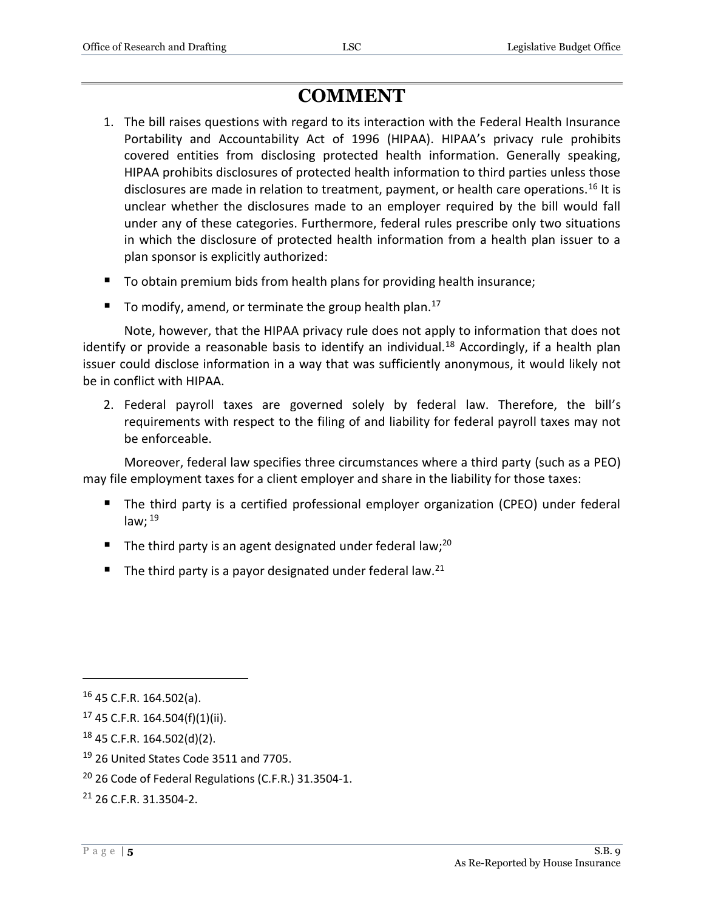# COMMENT

1. The bill raises questions with regard to its interaction with the Federal Health Insurance Portability and Accountability Act of 1996 (HIPAA). HIPAA's privacy rule prohibits covered entities from disclosing protected health information. Generally speaking, HIPAA prohibits disclosures of protected health information to third parties unless those disclosures are made in relation to treatment, payment, or health care operations.[16] It is unclear whether the disclosures made to an employer required by the bill would fall under any of these categories. Furthermore, federal rules prescribe only two situations in which the disclosure of protected health information from a health plan issuer to a plan sponsor is explicitly authorized:

- To obtain premium bids from health plans for providing health insurance;
- To modify, amend, or terminate the group health plan.[17]

Note, however, that the HIPAA privacy rule does not apply to information that does not identify or provide a reasonable basis to identify an individual.[18] Accordingly, if a health plan issuer could disclose information in a way that was sufficiently anonymous, it would likely not be in conflict with HIPAA.

2. Federal payroll taxes are governed solely by federal law. Therefore, the bill's requirements with respect to the filing of and liability for federal payroll taxes may not be enforceable.

Moreover, federal law specifies three circumstances where a third party (such as a PEO) may file employment taxes for a client employer and share in the liability for those taxes:

- The third party is a certified professional employer organization (CPEO) under federal law; [19]
- The third party is an agent designated under federal law;[20]
- The third party is a payor designated under federal law.[21]

---

[16] 45 C.F.R. 164.502(a).

[17] 45 C.F.R. 164.504(f)(1)(ii).

[18] 45 C.F.R. 164.502(d)(2).

[19] 26 United States Code 3511 and 7705.

[20] 26 Code of Federal Regulations (C.F.R.) 31.3504-1.

[21] 26 C.F.R. 31.3504-2.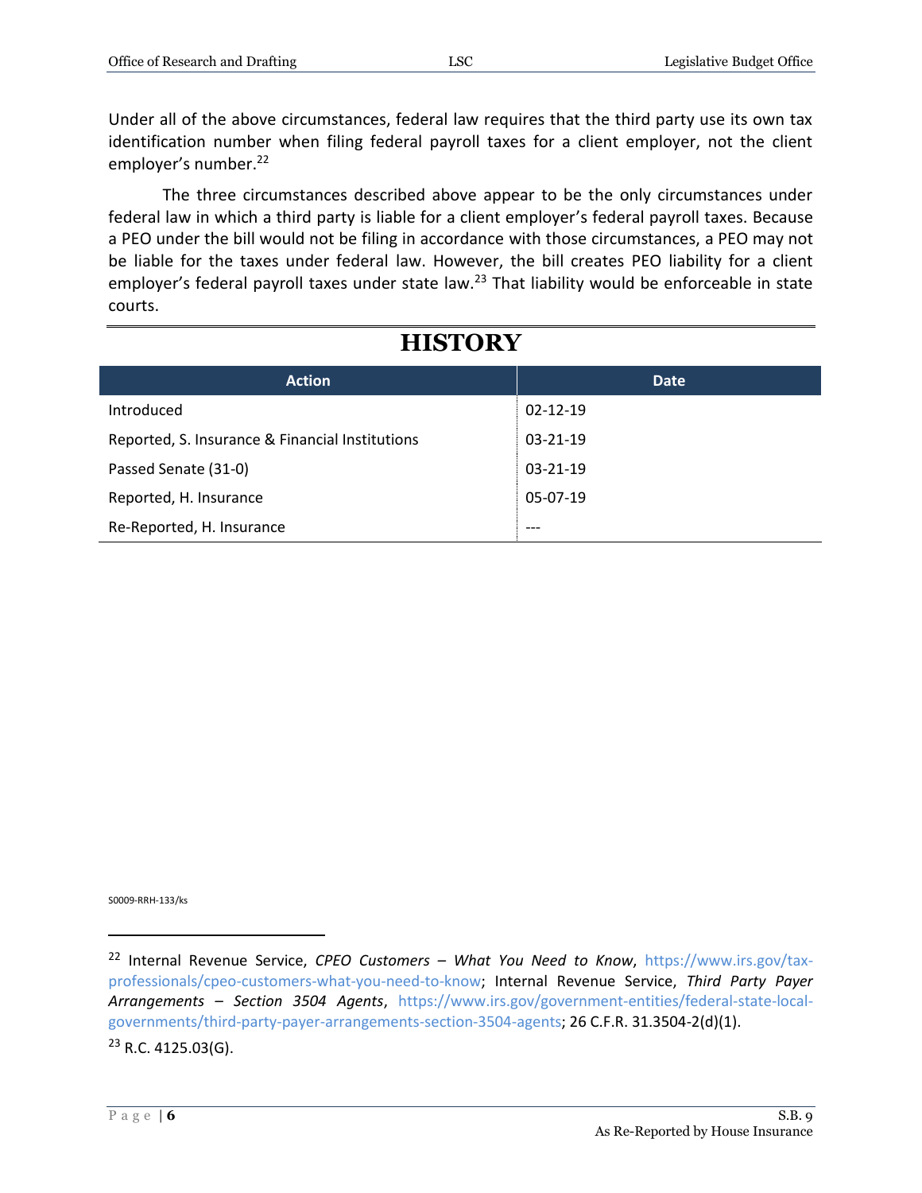Under all of the above circumstances, federal law requires that the third party use its own tax identification number when filing federal payroll taxes for a client employer, not the client employer's number.[22]

The three circumstances described above appear to be the only circumstances under federal law in which a third party is liable for a client employer's federal payroll taxes. Because a PEO under the bill would not be filing in accordance with those circumstances, a PEO may not be liable for the taxes under federal law. However, the bill creates PEO liability for a client employer's federal payroll taxes under state law.[23] That liability would be enforceable in state courts.

# HISTORY

| Action | Date |
| --- | --- |
| Introduced | 02-12-19 |
| Reported, S. Insurance & Financial Institutions | 03-21-19 |
| Passed Senate (31-0) | 03-21-19 |
| Reported, H. Insurance | 05-07-19 |
| Re-Reported, H. Insurance | --- |

S0009-RRH-133/ks

[22] Internal Revenue Service, *CPEO Customers – What You Need to Know*, https://www.irs.gov/tax-professionals/cpeo-customers-what-you-need-to-know; Internal Revenue Service, *Third Party Payer Arrangements – Section 3504 Agents*, https://www.irs.gov/government-entities/federal-state-local-governments/third-party-payer-arrangements-section-3504-agents; 26 C.F.R. 31.3504-2(d)(1).

[23] R.C. 4125.03(G).